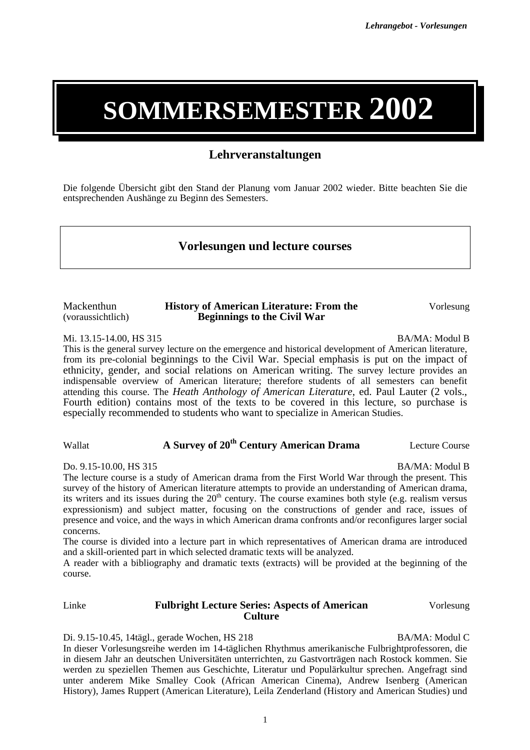# SOMMERSEMESTER 2002

## Lehrveranstaltungen

Die folgende Übersicht gibt den Stand der Planung vom Januar 2002 wieder. Bitte beachten Sie die entsprechenden Aushänge zu Beginn des Semesters.

## Vorlesungen und lecture courses

Mackenthun (voraussichtlich) — **History of American Literature: From the Beginnings to the Civil War** — Vorlesung

Mi. 13.15-14.00, HS 315 — BA/MA: Modul B

This is the general survey lecture on the emergence and historical development of American literature, from its pre-colonial beginnings to the Civil War. Special emphasis is put on the impact of ethnicity, gender, and social relations on American writing. The survey lecture provides an indispensable overview of American literature; therefore students of all semesters can benefit attending this course. The *Heath Anthology of American Literature*, ed. Paul Lauter (2 vols., Fourth edition) contains most of the texts to be covered in this lecture, so purchase is especially recommended to students who want to specialize in American Studies.

Wallat — **A Survey of 20th Century American Drama** — Lecture Course

Do. 9.15-10.00, HS 315 — BA/MA: Modul B

The lecture course is a study of American drama from the First World War through the present. This survey of the history of American literature attempts to provide an understanding of American drama, its writers and its issues during the 20th century. The course examines both style (e.g. realism versus expressionism) and subject matter, focusing on the constructions of gender and race, issues of presence and voice, and the ways in which American drama confronts and/or reconfigures larger social concerns.

The course is divided into a lecture part in which representatives of American drama are introduced and a skill-oriented part in which selected dramatic texts will be analyzed.

A reader with a bibliography and dramatic texts (extracts) will be provided at the beginning of the course.

Linke — **Fulbright Lecture Series: Aspects of American Culture** — Vorlesung

Di. 9.15-10.45, 14tägl., gerade Wochen, HS 218 — BA/MA: Modul C

In dieser Vorlesungsreihe werden im 14-täglichen Rhythmus amerikanische Fulbrightprofessoren, die in diesem Jahr an deutschen Universitäten unterrichten, zu Gastvorträgen nach Rostock kommen. Sie werden zu speziellen Themen aus Geschichte, Literatur und Populärkultur sprechen. Angefragt sind unter anderem Mike Smalley Cook (African American Cinema), Andrew Isenberg (American History), James Ruppert (American Literature), Leila Zenderland (History and American Studies) und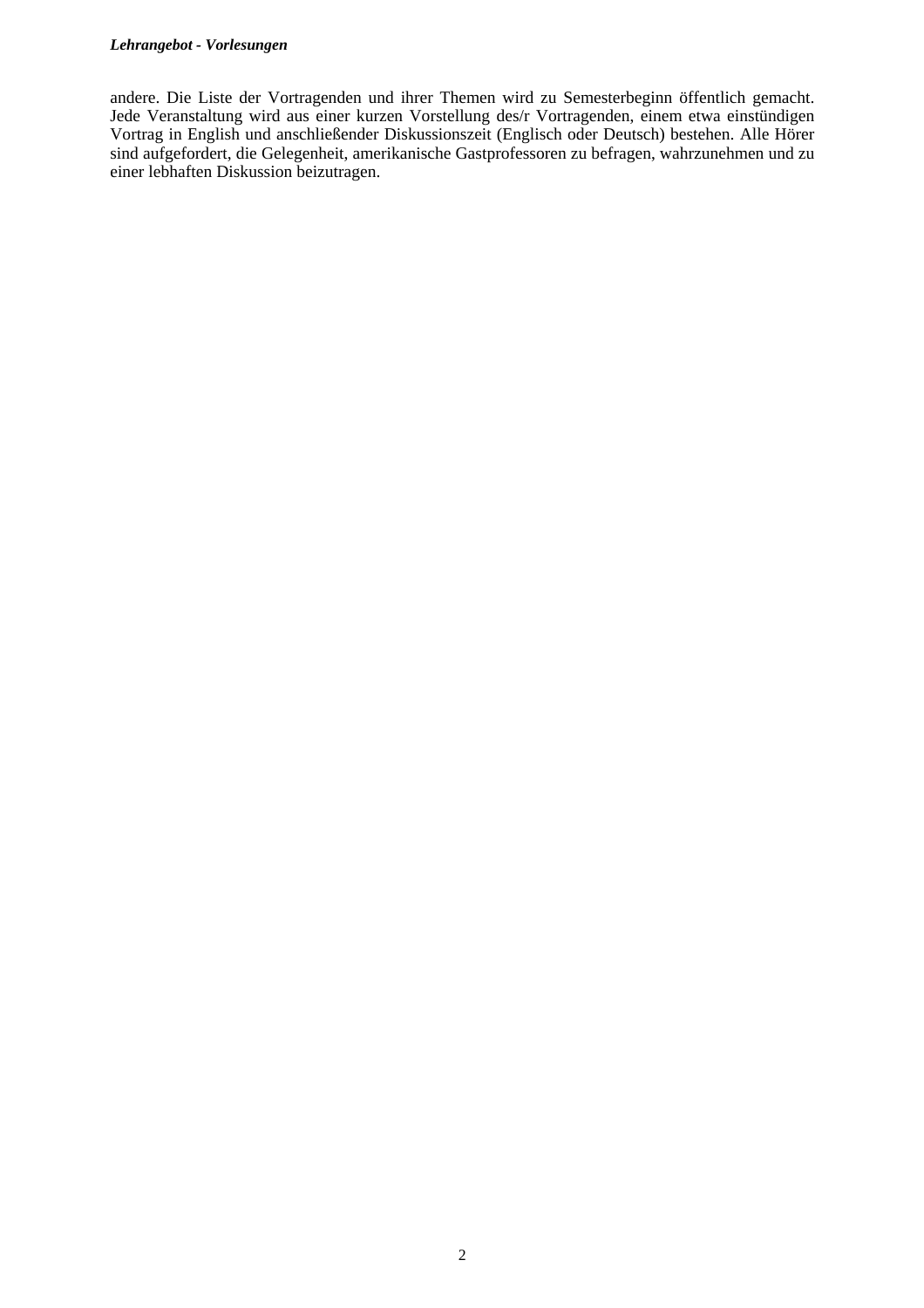andere. Die Liste der Vortragenden und ihrer Themen wird zu Semesterbeginn öffentlich gemacht. Jede Veranstaltung wird aus einer kurzen Vorstellung des/r Vortragenden, einem etwa einstündigen Vortrag in English und anschließender Diskussionszeit (Englisch oder Deutsch) bestehen. Alle Hörer sind aufgefordert, die Gelegenheit, amerikanische Gastprofessoren zu befragen, wahrzunehmen und zu einer lebhaften Diskussion beizutragen.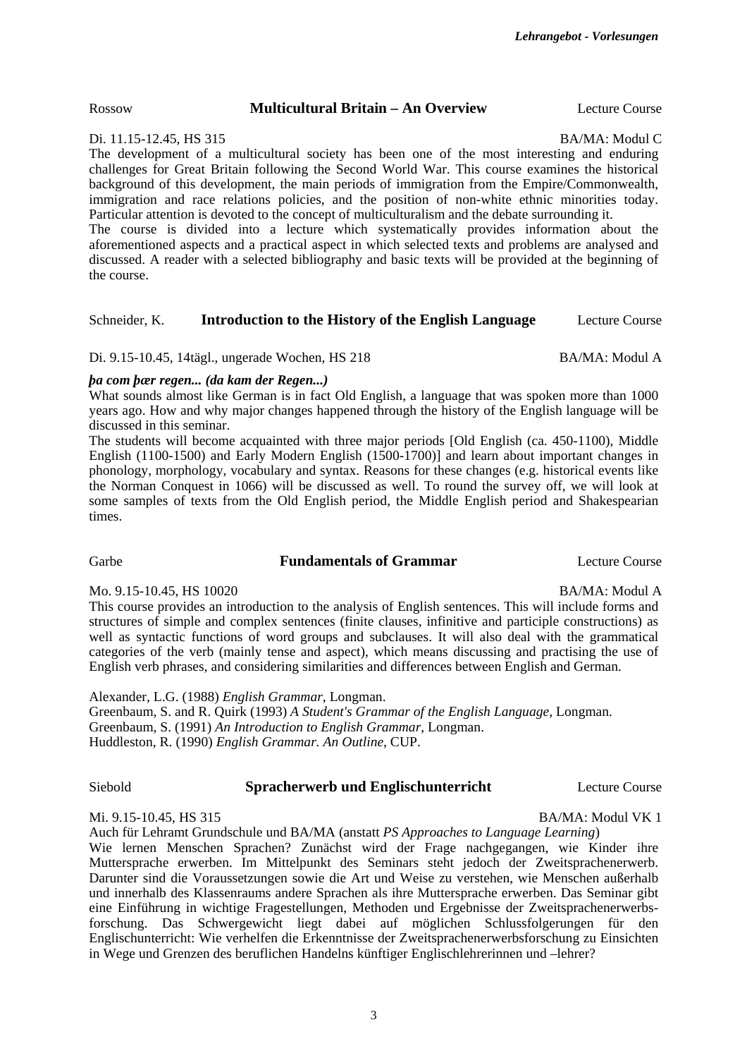Rossow **Multicultural Britain – An Overview** Lecture Course

Di. 11.15-12.45, HS 315 BA/MA: Modul C

The development of a multicultural society has been one of the most interesting and enduring challenges for Great Britain following the Second World War. This course examines the historical background of this development, the main periods of immigration from the Empire/Commonwealth, immigration and race relations policies, and the position of non-white ethnic minorities today. Particular attention is devoted to the concept of multiculturalism and the debate surrounding it.

The course is divided into a lecture which systematically provides information about the aforementioned aspects and a practical aspect in which selected texts and problems are analysed and discussed. A reader with a selected bibliography and basic texts will be provided at the beginning of the course.

Schneider, K. **Introduction to the History of the English Language** Lecture Course

Di. 9.15-10.45, 14tägl., ungerade Wochen, HS 218 BA/MA: Modul A

***þa com þær regen... (da kam der Regen...)***

What sounds almost like German is in fact Old English, a language that was spoken more than 1000 years ago. How and why major changes happened through the history of the English language will be discussed in this seminar.

The students will become acquainted with three major periods [Old English (ca. 450-1100), Middle English (1100-1500) and Early Modern English (1500-1700)] and learn about important changes in phonology, morphology, vocabulary and syntax. Reasons for these changes (e.g. historical events like the Norman Conquest in 1066) will be discussed as well. To round the survey off, we will look at some samples of texts from the Old English period, the Middle English period and Shakespearian times.

Garbe **Fundamentals of Grammar** Lecture Course

Mo. 9.15-10.45, HS 10020 BA/MA: Modul A

This course provides an introduction to the analysis of English sentences. This will include forms and structures of simple and complex sentences (finite clauses, infinitive and participle constructions) as well as syntactic functions of word groups and subclauses. It will also deal with the grammatical categories of the verb (mainly tense and aspect), which means discussing and practising the use of English verb phrases, and considering similarities and differences between English and German.

Alexander, L.G. (1988) *English Grammar*, Longman.
Greenbaum, S. and R. Quirk (1993) *A Student's Grammar of the English Language*, Longman.
Greenbaum, S. (1991) *An Introduction to English Grammar*, Longman.
Huddleston, R. (1990) *English Grammar. An Outline*, CUP.

Siebold **Spracherwerb und Englischunterricht** Lecture Course

Mi. 9.15-10.45, HS 315 BA/MA: Modul VK 1

Auch für Lehramt Grundschule und BA/MA (anstatt *PS Approaches to Language Learning*)

Wie lernen Menschen Sprachen? Zunächst wird der Frage nachgegangen, wie Kinder ihre Muttersprache erwerben. Im Mittelpunkt des Seminars steht jedoch der Zweitsprachenerwerb. Darunter sind die Voraussetzungen sowie die Art und Weise zu verstehen, wie Menschen außerhalb und innerhalb des Klassenraums andere Sprachen als ihre Muttersprache erwerben. Das Seminar gibt eine Einführung in wichtige Fragestellungen, Methoden und Ergebnisse der Zweitsprachenerwerbsforschung. Das Schwergewicht liegt dabei auf möglichen Schlussfolgerungen für den Englischunterricht: Wie verhelfen die Erkenntnisse der Zweitsprachenerwerbsforschung zu Einsichten in Wege und Grenzen des beruflichen Handelns künftiger Englischlehrerinnen und –lehrer?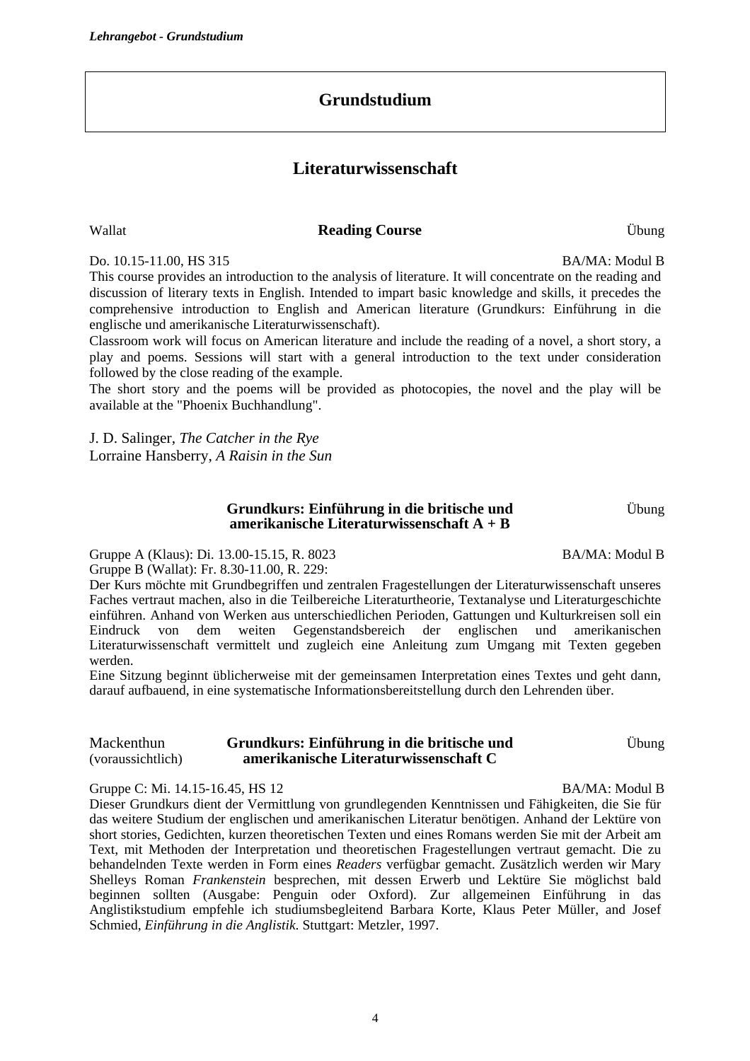# Grundstudium

## Literaturwissenschaft

Wallat **Reading Course** Übung

Do. 10.15-11.00, HS 315 BA/MA: Modul B

This course provides an introduction to the analysis of literature. It will concentrate on the reading and discussion of literary texts in English. Intended to impart basic knowledge and skills, it precedes the comprehensive introduction to English and American literature (Grundkurs: Einführung in die englische und amerikanische Literaturwissenschaft).

Classroom work will focus on American literature and include the reading of a novel, a short story, a play and poems. Sessions will start with a general introduction to the text under consideration followed by the close reading of the example.

The short story and the poems will be provided as photocopies, the novel and the play will be available at the "Phoenix Buchhandlung".

J. D. Salinger, *The Catcher in the Rye*
Lorraine Hansberry, *A Raisin in the Sun*

**Grundkurs: Einführung in die britische und amerikanische Literaturwissenschaft A + B** Übung

Gruppe A (Klaus): Di. 13.00-15.15, R. 8023 BA/MA: Modul B
Gruppe B (Wallat): Fr. 8.30-11.00, R. 229:

Der Kurs möchte mit Grundbegriffen und zentralen Fragestellungen der Literaturwissenschaft unseres Faches vertraut machen, also in die Teilbereiche Literaturtheorie, Textanalyse und Literaturgeschichte einführen. Anhand von Werken aus unterschiedlichen Perioden, Gattungen und Kulturkreisen soll ein Eindruck von dem weiten Gegenstandsbereich der englischen und amerikanischen Literaturwissenschaft vermittelt und zugleich eine Anleitung zum Umgang mit Texten gegeben werden.

Eine Sitzung beginnt üblicherweise mit der gemeinsamen Interpretation eines Textes und geht dann, darauf aufbauend, in eine systematische Informationsbereitstellung durch den Lehrenden über.

Mackenthun (voraussichtlich) **Grundkurs: Einführung in die britische und amerikanische Literaturwissenschaft C** Übung

Gruppe C: Mi. 14.15-16.45, HS 12 BA/MA: Modul B

Dieser Grundkurs dient der Vermittlung von grundlegenden Kenntnissen und Fähigkeiten, die Sie für das weitere Studium der englischen und amerikanischen Literatur benötigen. Anhand der Lektüre von short stories, Gedichten, kurzen theoretischen Texten und eines Romans werden Sie mit der Arbeit am Text, mit Methoden der Interpretation und theoretischen Fragestellungen vertraut gemacht. Die zu behandelnden Texte werden in Form eines *Readers* verfügbar gemacht. Zusätzlich werden wir Mary Shelleys Roman *Frankenstein* besprechen, mit dessen Erwerb und Lektüre Sie möglichst bald beginnen sollten (Ausgabe: Penguin oder Oxford). Zur allgemeinen Einführung in das Anglistikstudium empfehle ich studiumsbegleitend Barbara Korte, Klaus Peter Müller, and Josef Schmied, *Einführung in die Anglistik*. Stuttgart: Metzler, 1997.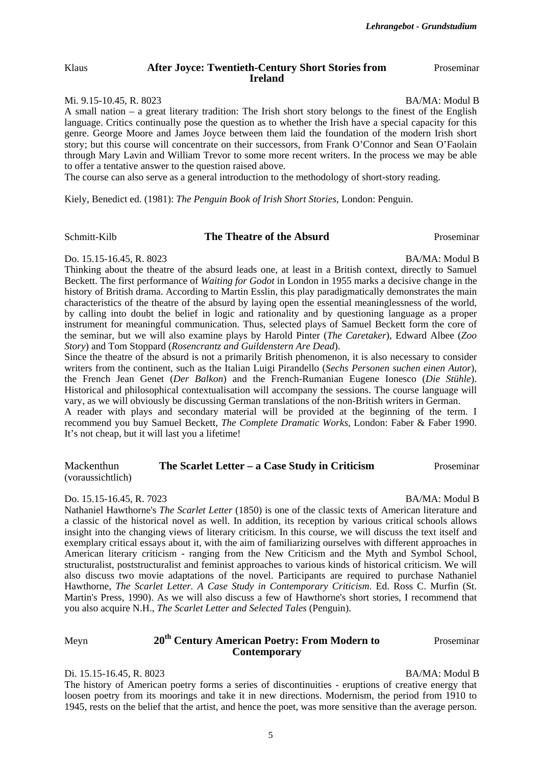Klaus **After Joyce: Twentieth-Century Short Stories from Ireland** Proseminar

Mi. 9.15-10.45, R. 8023 BA/MA: Modul B

A small nation – a great literary tradition: The Irish short story belongs to the finest of the English language. Critics continually pose the question as to whether the Irish have a special capacity for this genre. George Moore and James Joyce between them laid the foundation of the modern Irish short story; but this course will concentrate on their successors, from Frank O'Connor and Sean O'Faolain through Mary Lavin and William Trevor to some more recent writers. In the process we may be able to offer a tentative answer to the question raised above.

The course can also serve as a general introduction to the methodology of short-story reading.

Kiely, Benedict ed. (1981): *The Penguin Book of Irish Short Stories*, London: Penguin.

Schmitt-Kilb **The Theatre of the Absurd** Proseminar

Do. 15.15-16.45, R. 8023 BA/MA: Modul B

Thinking about the theatre of the absurd leads one, at least in a British context, directly to Samuel Beckett. The first performance of *Waiting for Godot* in London in 1955 marks a decisive change in the history of British drama. According to Martin Esslin, this play paradigmatically demonstrates the main characteristics of the theatre of the absurd by laying open the essential meaninglessness of the world, by calling into doubt the belief in logic and rationality and by questioning language as a proper instrument for meaningful communication. Thus, selected plays of Samuel Beckett form the core of the seminar, but we will also examine plays by Harold Pinter (*The Caretaker*), Edward Albee (*Zoo Story*) and Tom Stoppard (*Rosencrantz and Guildenstern Are Dead*).

Since the theatre of the absurd is not a primarily British phenomenon, it is also necessary to consider writers from the continent, such as the Italian Luigi Pirandello (*Sechs Personen suchen einen Autor*), the French Jean Genet (*Der Balkon*) and the French-Rumanian Eugene Ionesco (*Die Stühle*). Historical and philosophical contextualisation will accompany the sessions. The course language will vary, as we will obviously be discussing German translations of the non-British writers in German.

A reader with plays and secondary material will be provided at the beginning of the term. I recommend you buy Samuel Beckett, *The Complete Dramatic Works*, London: Faber & Faber 1990. It's not cheap, but it will last you a lifetime!

Mackenthun (voraussichtlich) **The Scarlet Letter – a Case Study in Criticism** Proseminar

Do. 15.15-16.45, R. 7023 BA/MA: Modul B

Nathaniel Hawthorne's *The Scarlet Letter* (1850) is one of the classic texts of American literature and a classic of the historical novel as well. In addition, its reception by various critical schools allows insight into the changing views of literary criticism. In this course, we will discuss the text itself and exemplary critical essays about it, with the aim of familiarizing ourselves with different approaches in American literary criticism - ranging from the New Criticism and the Myth and Symbol School, structuralist, poststructuralist and feminist approaches to various kinds of historical criticism. We will also discuss two movie adaptations of the novel. Participants are required to purchase Nathaniel Hawthorne, *The Scarlet Letter. A Case Study in Contemporary Criticism*. Ed. Ross C. Murfin (St. Martin's Press, 1990). As we will also discuss a few of Hawthorne's short stories, I recommend that you also acquire N.H., *The Scarlet Letter and Selected Tales* (Penguin).

Meyn **20th Century American Poetry: From Modern to Contemporary** Proseminar

Di. 15.15-16.45, R. 8023 BA/MA: Modul B

The history of American poetry forms a series of discontinuities - eruptions of creative energy that loosen poetry from its moorings and take it in new directions. Modernism, the period from 1910 to 1945, rests on the belief that the artist, and hence the poet, was more sensitive than the average person.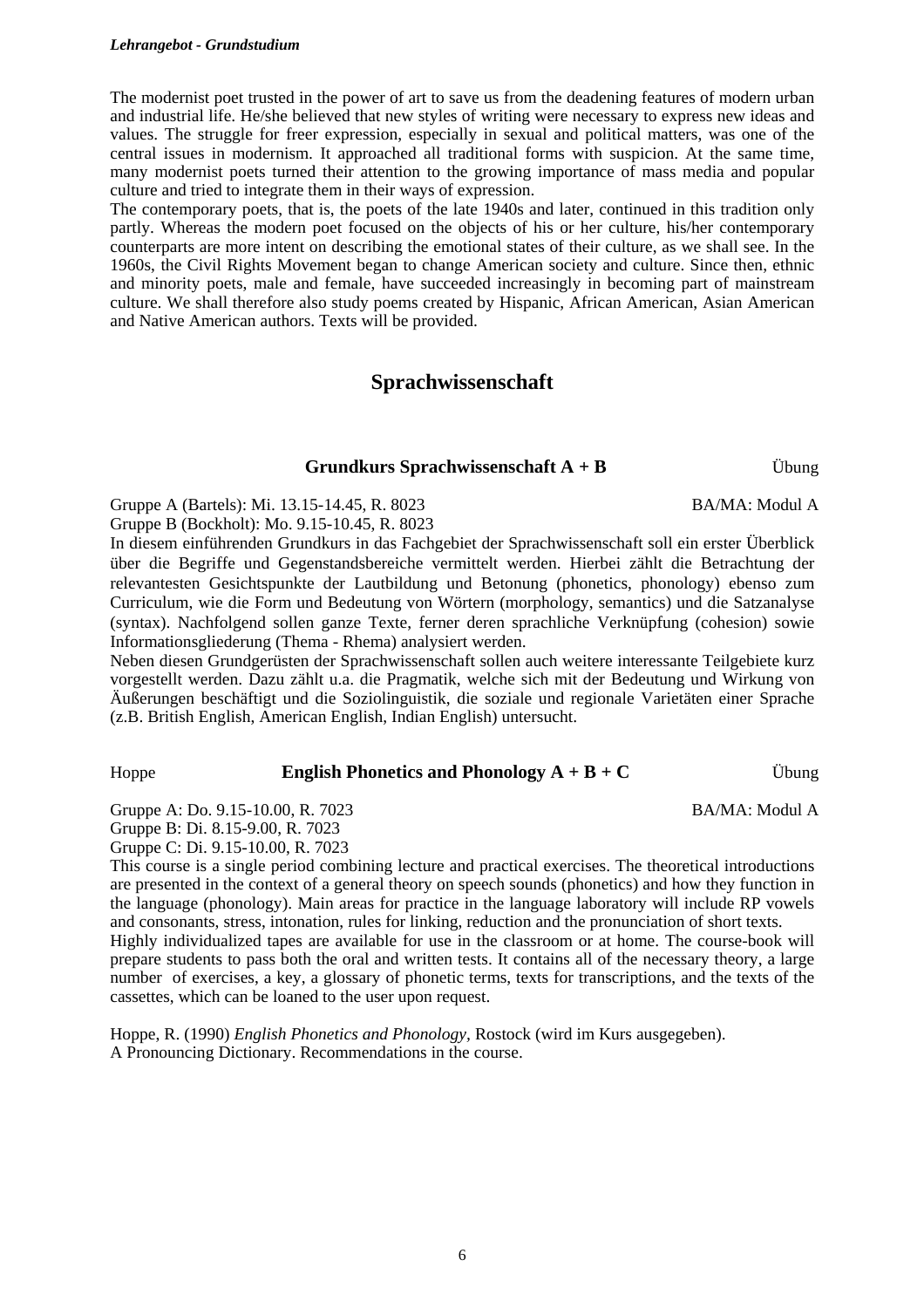The modernist poet trusted in the power of art to save us from the deadening features of modern urban and industrial life. He/she believed that new styles of writing were necessary to express new ideas and values. The struggle for freer expression, especially in sexual and political matters, was one of the central issues in modernism. It approached all traditional forms with suspicion. At the same time, many modernist poets turned their attention to the growing importance of mass media and popular culture and tried to integrate them in their ways of expression.
The contemporary poets, that is, the poets of the late 1940s and later, continued in this tradition only partly. Whereas the modern poet focused on the objects of his or her culture, his/her contemporary counterparts are more intent on describing the emotional states of their culture, as we shall see. In the 1960s, the Civil Rights Movement began to change American society and culture. Since then, ethnic and minority poets, male and female, have succeeded increasingly in becoming part of mainstream culture. We shall therefore also study poems created by Hispanic, African American, Asian American and Native American authors. Texts will be provided.

## Sprachwissenschaft

### Grundkurs Sprachwissenschaft A + B

Übung

Gruppe A (Bartels): Mi. 13.15-14.45, R. 8023
BA/MA: Modul A
Gruppe B (Bockholt): Mo. 9.15-10.45, R. 8023

In diesem einführenden Grundkurs in das Fachgebiet der Sprachwissenschaft soll ein erster Überblick über die Begriffe und Gegenstandsbereiche vermittelt werden. Hierbei zählt die Betrachtung der relevantesten Gesichtspunkte der Lautbildung und Betonung (phonetics, phonology) ebenso zum Curriculum, wie die Form und Bedeutung von Wörtern (morphology, semantics) und die Satzanalyse (syntax). Nachfolgend sollen ganze Texte, ferner deren sprachliche Verknüpfung (cohesion) sowie Informationsgliederung (Thema - Rhema) analysiert werden.
Neben diesen Grundgerüsten der Sprachwissenschaft sollen auch weitere interessante Teilgebiete kurz vorgestellt werden. Dazu zählt u.a. die Pragmatik, welche sich mit der Bedeutung und Wirkung von Äußerungen beschäftigt und die Soziolinguistik, die soziale und regionale Varietäten einer Sprache (z.B. British English, American English, Indian English) untersucht.

### Hoppe — English Phonetics and Phonology A + B + C

Übung

Gruppe A: Do. 9.15-10.00, R. 7023
BA/MA: Modul A
Gruppe B: Di. 8.15-9.00, R. 7023
Gruppe C: Di. 9.15-10.00, R. 7023

This course is a single period combining lecture and practical exercises. The theoretical introductions are presented in the context of a general theory on speech sounds (phonetics) and how they function in the language (phonology). Main areas for practice in the language laboratory will include RP vowels and consonants, stress, intonation, rules for linking, reduction and the pronunciation of short texts.
Highly individualized tapes are available for use in the classroom or at home. The course-book will prepare students to pass both the oral and written tests. It contains all of the necessary theory, a large number of exercises, a key, a glossary of phonetic terms, texts for transcriptions, and the texts of the cassettes, which can be loaned to the user upon request.

Hoppe, R. (1990) *English Phonetics and Phonology*, Rostock (wird im Kurs ausgegeben).
A Pronouncing Dictionary. Recommendations in the course.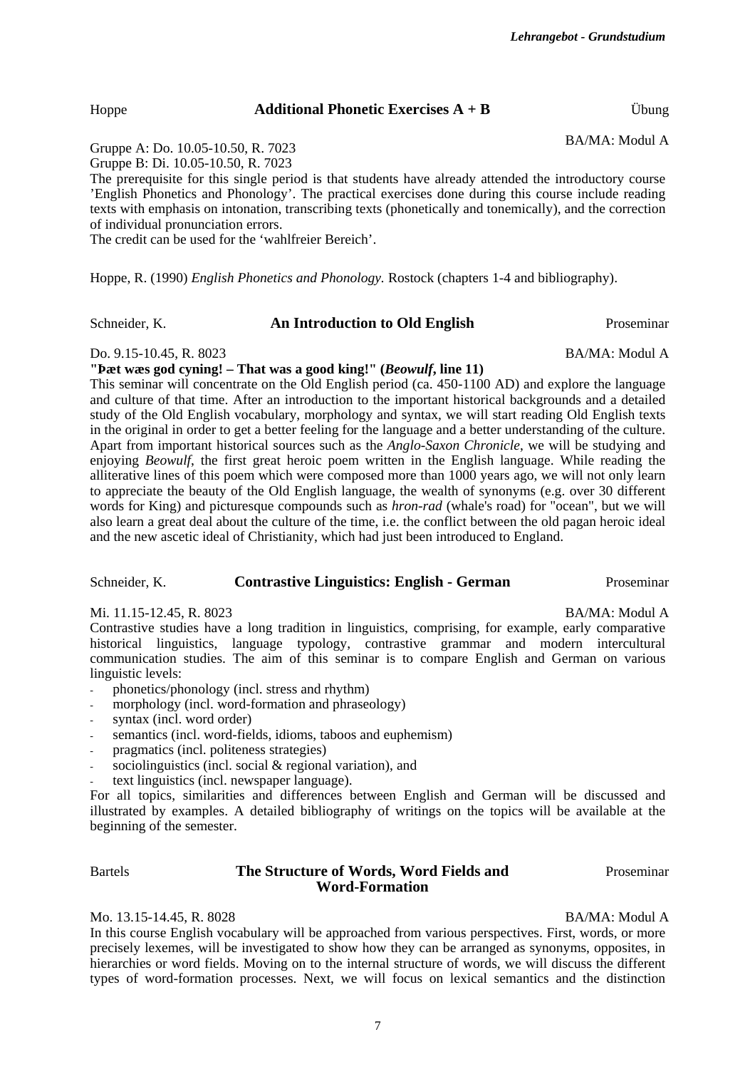Hoppe **Additional Phonetic Exercises A + B** Übung

BA/MA: Modul A

Gruppe A: Do. 10.05-10.50, R. 7023
Gruppe B: Di. 10.05-10.50, R. 7023

The prerequisite for this single period is that students have already attended the introductory course 'English Phonetics and Phonology'. The practical exercises done during this course include reading texts with emphasis on intonation, transcribing texts (phonetically and tonemically), and the correction of individual pronunciation errors.
The credit can be used for the 'wahlfreier Bereich'.

Hoppe, R. (1990) *English Phonetics and Phonology.* Rostock (chapters 1-4 and bibliography).

Schneider, K. **An Introduction to Old English** Proseminar

Do. 9.15-10.45, R. 8023 BA/MA: Modul A

**"Þæt wæs god cyning! – That was a good king!" (*Beowulf*, line 11)**

This seminar will concentrate on the Old English period (ca. 450-1100 AD) and explore the language and culture of that time. After an introduction to the important historical backgrounds and a detailed study of the Old English vocabulary, morphology and syntax, we will start reading Old English texts in the original in order to get a better feeling for the language and a better understanding of the culture. Apart from important historical sources such as the *Anglo-Saxon Chronicle*, we will be studying and enjoying *Beowulf*, the first great heroic poem written in the English language. While reading the alliterative lines of this poem which were composed more than 1000 years ago, we will not only learn to appreciate the beauty of the Old English language, the wealth of synonyms (e.g. over 30 different words for King) and picturesque compounds such as *hron-rad* (whale's road) for "ocean", but we will also learn a great deal about the culture of the time, i.e. the conflict between the old pagan heroic ideal and the new ascetic ideal of Christianity, which had just been introduced to England.

Schneider, K. **Contrastive Linguistics: English - German** Proseminar

Mi. 11.15-12.45, R. 8023 BA/MA: Modul A

Contrastive studies have a long tradition in linguistics, comprising, for example, early comparative historical linguistics, language typology, contrastive grammar and modern intercultural communication studies. The aim of this seminar is to compare English and German on various linguistic levels:

- phonetics/phonology (incl. stress and rhythm)
- morphology (incl. word-formation and phraseology)
- syntax (incl. word order)
- semantics (incl. word-fields, idioms, taboos and euphemism)
- pragmatics (incl. politeness strategies)
- sociolinguistics (incl. social & regional variation), and
- text linguistics (incl. newspaper language).

For all topics, similarities and differences between English and German will be discussed and illustrated by examples. A detailed bibliography of writings on the topics will be available at the beginning of the semester.

Bartels **The Structure of Words, Word Fields and Word-Formation** Proseminar

Mo. 13.15-14.45, R. 8028 BA/MA: Modul A

In this course English vocabulary will be approached from various perspectives. First, words, or more precisely lexemes, will be investigated to show how they can be arranged as synonyms, opposites, in hierarchies or word fields. Moving on to the internal structure of words, we will discuss the different types of word-formation processes. Next, we will focus on lexical semantics and the distinction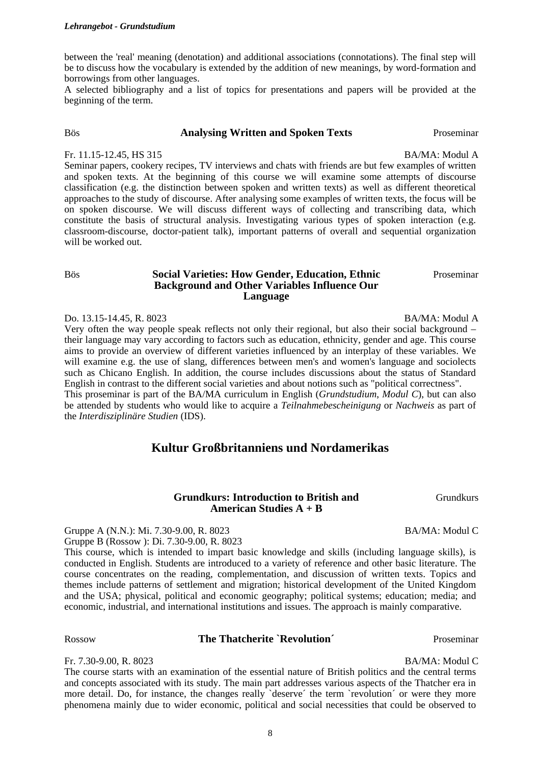between the 'real' meaning (denotation) and additional associations (connotations). The final step will be to discuss how the vocabulary is extended by the addition of new meanings, by word-formation and borrowings from other languages.
A selected bibliography and a list of topics for presentations and papers will be provided at the beginning of the term.

Bös **Analysing Written and Spoken Texts** Proseminar

Fr. 11.15-12.45, HS 315 BA/MA: Modul A

Seminar papers, cookery recipes, TV interviews and chats with friends are but few examples of written and spoken texts. At the beginning of this course we will examine some attempts of discourse classification (e.g. the distinction between spoken and written texts) as well as different theoretical approaches to the study of discourse. After analysing some examples of written texts, the focus will be on spoken discourse. We will discuss different ways of collecting and transcribing data, which constitute the basis of structural analysis. Investigating various types of spoken interaction (e.g. classroom-discourse, doctor-patient talk), important patterns of overall and sequential organization will be worked out.

Bös **Social Varieties: How Gender, Education, Ethnic Background and Other Variables Influence Our Language** Proseminar

Do. 13.15-14.45, R. 8023 BA/MA: Modul A

Very often the way people speak reflects not only their regional, but also their social background – their language may vary according to factors such as education, ethnicity, gender and age. This course aims to provide an overview of different varieties influenced by an interplay of these variables. We will examine e.g. the use of slang, differences between men's and women's language and sociolects such as Chicano English. In addition, the course includes discussions about the status of Standard English in contrast to the different social varieties and about notions such as "political correctness".
This proseminar is part of the BA/MA curriculum in English (*Grundstudium, Modul C*), but can also be attended by students who would like to acquire a *Teilnahmebescheinigung* or *Nachweis* as part of the *Interdisziplinäre Studien* (IDS).

## Kultur Großbritanniens und Nordamerikas

**Grundkurs: Introduction to British and American Studies A + B** Grundkurs

Gruppe A (N.N.): Mi. 7.30-9.00, R. 8023 BA/MA: Modul C
Gruppe B (Rossow ): Di. 7.30-9.00, R. 8023

This course, which is intended to impart basic knowledge and skills (including language skills), is conducted in English. Students are introduced to a variety of reference and other basic literature. The course concentrates on the reading, complementation, and discussion of written texts. Topics and themes include patterns of settlement and migration; historical development of the United Kingdom and the USA; physical, political and economic geography; political systems; education; media; and economic, industrial, and international institutions and issues. The approach is mainly comparative.

Rossow **The Thatcherite `Revolution´** Proseminar

Fr. 7.30-9.00, R. 8023 BA/MA: Modul C

The course starts with an examination of the essential nature of British politics and the central terms and concepts associated with its study. The main part addresses various aspects of the Thatcher era in more detail. Do, for instance, the changes really `deserve´ the term `revolution´ or were they more phenomena mainly due to wider economic, political and social necessities that could be observed to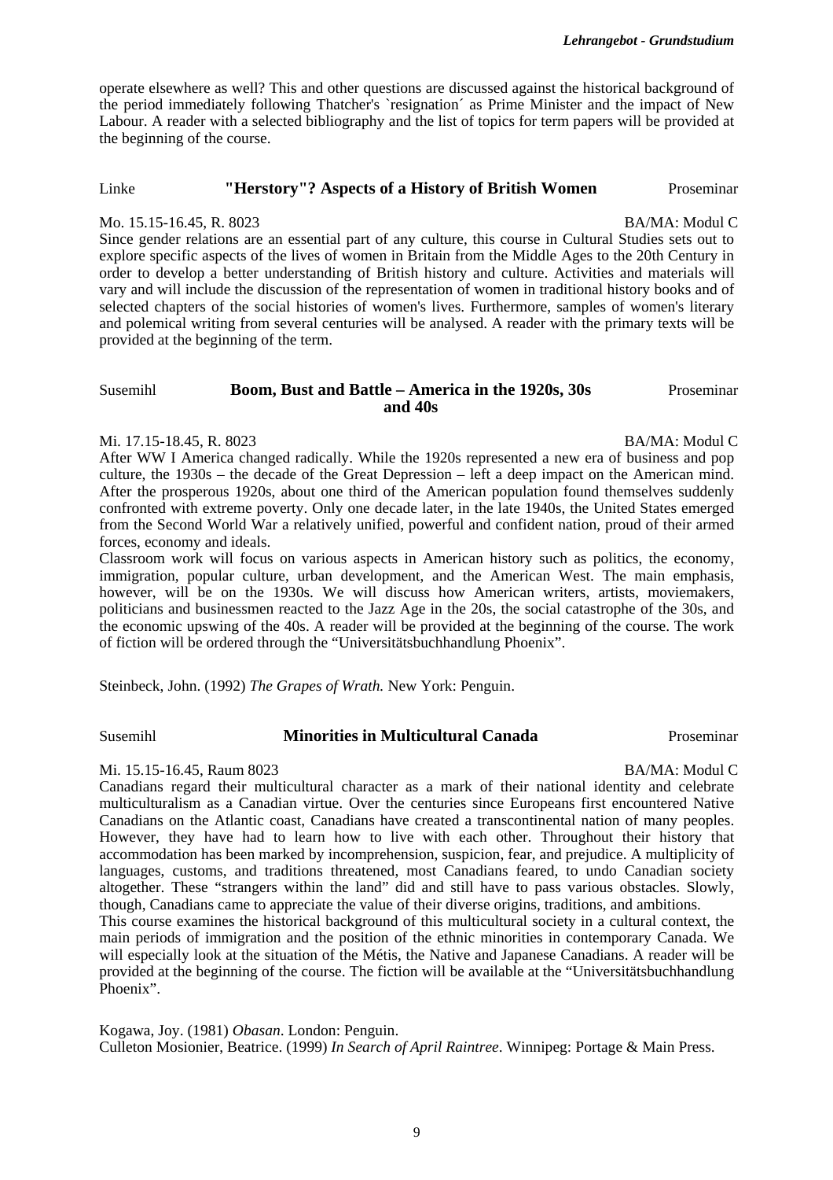operate elsewhere as well? This and other questions are discussed against the historical background of the period immediately following Thatcher's `resignation´ as Prime Minister and the impact of New Labour. A reader with a selected bibliography and the list of topics for term papers will be provided at the beginning of the course.

### Linke — **"Herstory"? Aspects of a History of British Women** — Proseminar

Mo. 15.15-16.45, R. 8023 — BA/MA: Modul C

Since gender relations are an essential part of any culture, this course in Cultural Studies sets out to explore specific aspects of the lives of women in Britain from the Middle Ages to the 20th Century in order to develop a better understanding of British history and culture. Activities and materials will vary and will include the discussion of the representation of women in traditional history books and of selected chapters of the social histories of women's lives. Furthermore, samples of women's literary and polemical writing from several centuries will be analysed. A reader with the primary texts will be provided at the beginning of the term.

### Susemihl — **Boom, Bust and Battle – America in the 1920s, 30s and 40s** — Proseminar

Mi. 17.15-18.45, R. 8023 — BA/MA: Modul C

After WW I America changed radically. While the 1920s represented a new era of business and pop culture, the 1930s – the decade of the Great Depression – left a deep impact on the American mind. After the prosperous 1920s, about one third of the American population found themselves suddenly confronted with extreme poverty. Only one decade later, in the late 1940s, the United States emerged from the Second World War a relatively unified, powerful and confident nation, proud of their armed forces, economy and ideals.

Classroom work will focus on various aspects in American history such as politics, the economy, immigration, popular culture, urban development, and the American West. The main emphasis, however, will be on the 1930s. We will discuss how American writers, artists, moviemakers, politicians and businessmen reacted to the Jazz Age in the 20s, the social catastrophe of the 30s, and the economic upswing of the 40s. A reader will be provided at the beginning of the course. The work of fiction will be ordered through the "Universitätsbuchhandlung Phoenix".

Steinbeck, John. (1992) *The Grapes of Wrath.* New York: Penguin.

### Susemihl — **Minorities in Multicultural Canada** — Proseminar

Mi. 15.15-16.45, Raum 8023 — BA/MA: Modul C

Canadians regard their multicultural character as a mark of their national identity and celebrate multiculturalism as a Canadian virtue. Over the centuries since Europeans first encountered Native Canadians on the Atlantic coast, Canadians have created a transcontinental nation of many peoples. However, they have had to learn how to live with each other. Throughout their history that accommodation has been marked by incomprehension, suspicion, fear, and prejudice. A multiplicity of languages, customs, and traditions threatened, most Canadians feared, to undo Canadian society altogether. These "strangers within the land" did and still have to pass various obstacles. Slowly, though, Canadians came to appreciate the value of their diverse origins, traditions, and ambitions.

This course examines the historical background of this multicultural society in a cultural context, the main periods of immigration and the position of the ethnic minorities in contemporary Canada. We will especially look at the situation of the Métis, the Native and Japanese Canadians. A reader will be provided at the beginning of the course. The fiction will be available at the "Universitätsbuchhandlung Phoenix".

Kogawa, Joy. (1981) *Obasan*. London: Penguin.
Culleton Mosionier, Beatrice. (1999) *In Search of April Raintree*. Winnipeg: Portage & Main Press.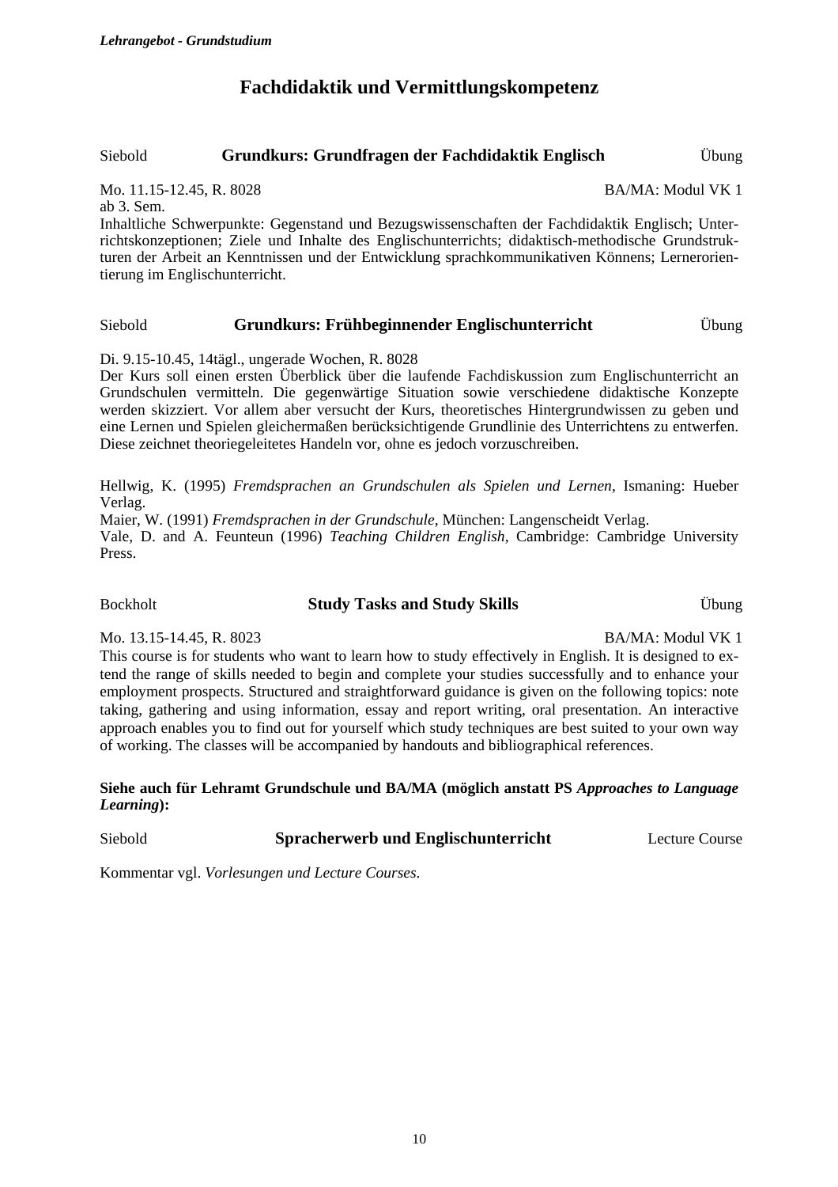## Fachdidaktik und Vermittlungskompetenz

Siebold **Grundkurs: Grundfragen der Fachdidaktik Englisch** Übung

Mo. 11.15-12.45, R. 8028 BA/MA: Modul VK 1
ab 3. Sem.
Inhaltliche Schwerpunkte: Gegenstand und Bezugswissenschaften der Fachdidaktik Englisch; Unterrichtskonzeptionen; Ziele und Inhalte des Englischunterrichts; didaktisch-methodische Grundstrukturen der Arbeit an Kenntnissen und der Entwicklung sprachkommunikativen Könnens; Lernerorientierung im Englischunterricht.

Siebold **Grundkurs: Frühbeginnender Englischunterricht** Übung

Di. 9.15-10.45, 14tägl., ungerade Wochen, R. 8028
Der Kurs soll einen ersten Überblick über die laufende Fachdiskussion zum Englischunterricht an Grundschulen vermitteln. Die gegenwärtige Situation sowie verschiedene didaktische Konzepte werden skizziert. Vor allem aber versucht der Kurs, theoretisches Hintergrundwissen zu geben und eine Lernen und Spielen gleichermaßen berücksichtigende Grundlinie des Unterrichtens zu entwerfen. Diese zeichnet theoriegeleitetes Handeln vor, ohne es jedoch vorzuschreiben.

Hellwig, K. (1995) *Fremdsprachen an Grundschulen als Spielen und Lernen*, Ismaning: Hueber Verlag.
Maier, W. (1991) *Fremdsprachen in der Grundschule*, München: Langenscheidt Verlag.
Vale, D. and A. Feunteun (1996) *Teaching Children English*, Cambridge: Cambridge University Press.

Bockholt **Study Tasks and Study Skills** Übung

Mo. 13.15-14.45, R. 8023 BA/MA: Modul VK 1
This course is for students who want to learn how to study effectively in English. It is designed to extend the range of skills needed to begin and complete your studies successfully and to enhance your employment prospects. Structured and straightforward guidance is given on the following topics: note taking, gathering and using information, essay and report writing, oral presentation. An interactive approach enables you to find out for yourself which study techniques are best suited to your own way of working. The classes will be accompanied by handouts and bibliographical references.

**Siehe auch für Lehramt Grundschule und BA/MA (möglich anstatt PS *Approaches to Language Learning*):**

Siebold **Spracherwerb und Englischunterricht** Lecture Course

Kommentar vgl. *Vorlesungen und Lecture Courses*.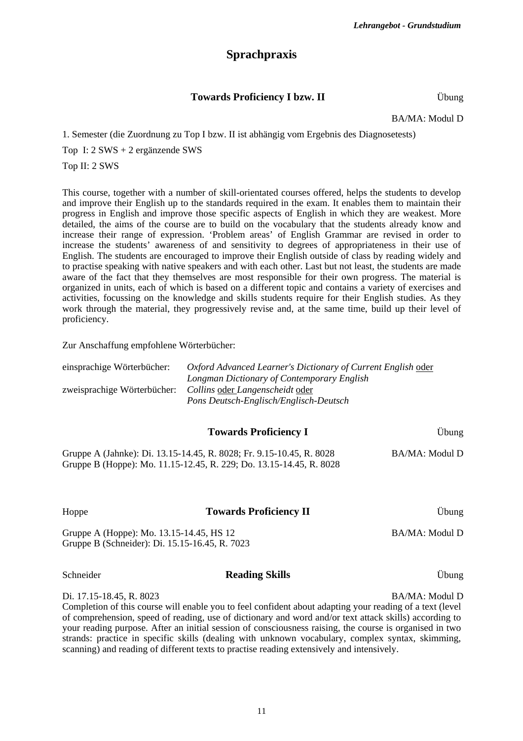## Sprachpraxis

### Towards Proficiency I bzw. II

Übung

BA/MA: Modul D

1. Semester (die Zuordnung zu Top I bzw. II ist abhängig vom Ergebnis des Diagnosetests)

Top I: 2 SWS + 2 ergänzende SWS

Top II: 2 SWS

This course, together with a number of skill-orientated courses offered, helps the students to develop and improve their English up to the standards required in the exam. It enables them to maintain their progress in English and improve those specific aspects of English in which they are weakest. More detailed, the aims of the course are to build on the vocabulary that the students already know and increase their range of expression. 'Problem areas' of English Grammar are revised in order to increase the students' awareness of and sensitivity to degrees of appropriateness in their use of English. The students are encouraged to improve their English outside of class by reading widely and to practise speaking with native speakers and with each other. Last but not least, the students are made aware of the fact that they themselves are most responsible for their own progress. The material is organized in units, each of which is based on a different topic and contains a variety of exercises and activities, focussing on the knowledge and skills students require for their English studies. As they work through the material, they progressively revise and, at the same time, build up their level of proficiency.

Zur Anschaffung empfohlene Wörterbücher:

| | |
|---|---|
| einsprachige Wörterbücher: | *Oxford Advanced Learner's Dictionary of Current English* oder *Longman Dictionary of Contemporary English* |
| zweisprachige Wörterbücher: | *Collins* oder *Langenscheidt* oder *Pons Deutsch-Englisch/Englisch-Deutsch* |

### Towards Proficiency I

Übung

BA/MA: Modul D

Gruppe A (Jahnke): Di. 13.15-14.45, R. 8028; Fr. 9.15-10.45, R. 8028
Gruppe B (Hoppe): Mo. 11.15-12.45, R. 229; Do. 13.15-14.45, R. 8028

### Towards Proficiency II

Hoppe

Übung

BA/MA: Modul D

Gruppe A (Hoppe): Mo. 13.15-14.45, HS 12
Gruppe B (Schneider): Di. 15.15-16.45, R. 7023

### Reading Skills

Schneider

Übung

Di. 17.15-18.45, R. 8023

BA/MA: Modul D

Completion of this course will enable you to feel confident about adapting your reading of a text (level of comprehension, speed of reading, use of dictionary and word and/or text attack skills) according to your reading purpose. After an initial session of consciousness raising, the course is organised in two strands: practice in specific skills (dealing with unknown vocabulary, complex syntax, skimming, scanning) and reading of different texts to practise reading extensively and intensively.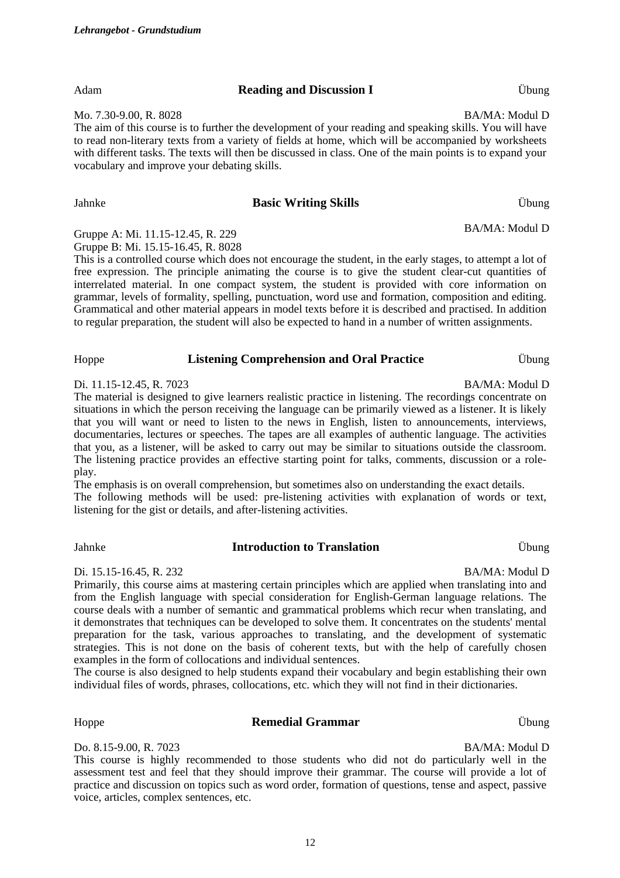Adam **Reading and Discussion I** Übung

Mo. 7.30-9.00, R. 8028 BA/MA: Modul D

The aim of this course is to further the development of your reading and speaking skills. You will have to read non-literary texts from a variety of fields at home, which will be accompanied by worksheets with different tasks. The texts will then be discussed in class. One of the main points is to expand your vocabulary and improve your debating skills.

Jahnke **Basic Writing Skills** Übung

BA/MA: Modul D

Gruppe A: Mi. 11.15-12.45, R. 229
Gruppe B: Mi. 15.15-16.45, R. 8028

This is a controlled course which does not encourage the student, in the early stages, to attempt a lot of free expression. The principle animating the course is to give the student clear-cut quantities of interrelated material. In one compact system, the student is provided with core information on grammar, levels of formality, spelling, punctuation, word use and formation, composition and editing. Grammatical and other material appears in model texts before it is described and practised. In addition to regular preparation, the student will also be expected to hand in a number of written assignments.

Hoppe **Listening Comprehension and Oral Practice** Übung

Di. 11.15-12.45, R. 7023 BA/MA: Modul D

The material is designed to give learners realistic practice in listening. The recordings concentrate on situations in which the person receiving the language can be primarily viewed as a listener. It is likely that you will want or need to listen to the news in English, listen to announcements, interviews, documentaries, lectures or speeches. The tapes are all examples of authentic language. The activities that you, as a listener, will be asked to carry out may be similar to situations outside the classroom. The listening practice provides an effective starting point for talks, comments, discussion or a role-play.

The emphasis is on overall comprehension, but sometimes also on understanding the exact details.

The following methods will be used: pre-listening activities with explanation of words or text, listening for the gist or details, and after-listening activities.

Jahnke **Introduction to Translation** Übung

Di. 15.15-16.45, R. 232 BA/MA: Modul D

Primarily, this course aims at mastering certain principles which are applied when translating into and from the English language with special consideration for English-German language relations. The course deals with a number of semantic and grammatical problems which recur when translating, and it demonstrates that techniques can be developed to solve them. It concentrates on the students' mental preparation for the task, various approaches to translating, and the development of systematic strategies. This is not done on the basis of coherent texts, but with the help of carefully chosen examples in the form of collocations and individual sentences.

The course is also designed to help students expand their vocabulary and begin establishing their own individual files of words, phrases, collocations, etc. which they will not find in their dictionaries.

Hoppe **Remedial Grammar** Übung

Do. 8.15-9.00, R. 7023 BA/MA: Modul D

This course is highly recommended to those students who did not do particularly well in the assessment test and feel that they should improve their grammar. The course will provide a lot of practice and discussion on topics such as word order, formation of questions, tense and aspect, passive voice, articles, complex sentences, etc.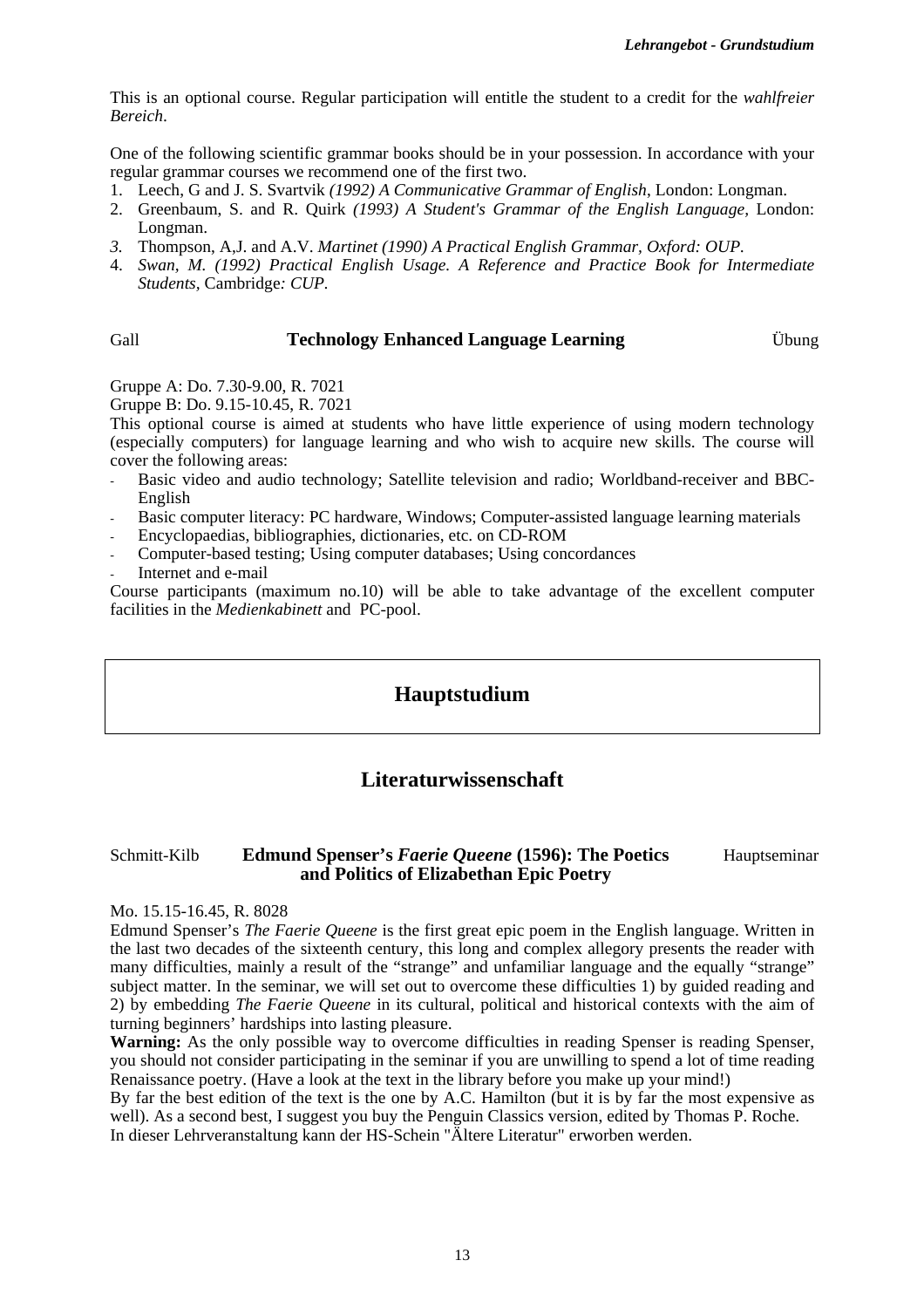This is an optional course. Regular participation will entitle the student to a credit for the *wahlfreier Bereich*.

One of the following scientific grammar books should be in your possession. In accordance with your regular grammar courses we recommend one of the first two.

1. Leech, G and J. S. Svartvik *(1992) A Communicative Grammar of English*, London: Longman.
2. Greenbaum, S. and R. Quirk *(1993) A Student's Grammar of the English Language*, London: Longman.
3. Thompson, A,J. and A.V. *Martinet (1990) A Practical English Grammar, Oxford: OUP.*
4. *Swan, M. (1992) Practical English Usage. A Reference and Practice Book for Intermediate Students*, Cambridge*: CUP.*

Gall **Technology Enhanced Language Learning** Übung

Gruppe A: Do. 7.30-9.00, R. 7021

Gruppe B: Do. 9.15-10.45, R. 7021

This optional course is aimed at students who have little experience of using modern technology (especially computers) for language learning and who wish to acquire new skills. The course will cover the following areas:

- Basic video and audio technology; Satellite television and radio; Worldband-receiver and BBC-English
- Basic computer literacy: PC hardware, Windows; Computer-assisted language learning materials
- Encyclopaedias, bibliographies, dictionaries, etc. on CD-ROM
- Computer-based testing; Using computer databases; Using concordances
- Internet and e-mail

Course participants (maximum no.10) will be able to take advantage of the excellent computer facilities in the *Medienkabinett* and PC-pool.

# Hauptstudium

## Literaturwissenschaft

Schmitt-Kilb **Edmund Spenser's *Faerie Queene* (1596): The Poetics and Politics of Elizabethan Epic Poetry** Hauptseminar

Mo. 15.15-16.45, R. 8028

Edmund Spenser's *The Faerie Queene* is the first great epic poem in the English language. Written in the last two decades of the sixteenth century, this long and complex allegory presents the reader with many difficulties, mainly a result of the "strange" and unfamiliar language and the equally "strange" subject matter. In the seminar, we will set out to overcome these difficulties 1) by guided reading and 2) by embedding *The Faerie Queene* in its cultural, political and historical contexts with the aim of turning beginners' hardships into lasting pleasure.

**Warning:** As the only possible way to overcome difficulties in reading Spenser is reading Spenser, you should not consider participating in the seminar if you are unwilling to spend a lot of time reading Renaissance poetry. (Have a look at the text in the library before you make up your mind!)

By far the best edition of the text is the one by A.C. Hamilton (but it is by far the most expensive as well). As a second best, I suggest you buy the Penguin Classics version, edited by Thomas P. Roche.

In dieser Lehrveranstaltung kann der HS-Schein "Ältere Literatur" erworben werden.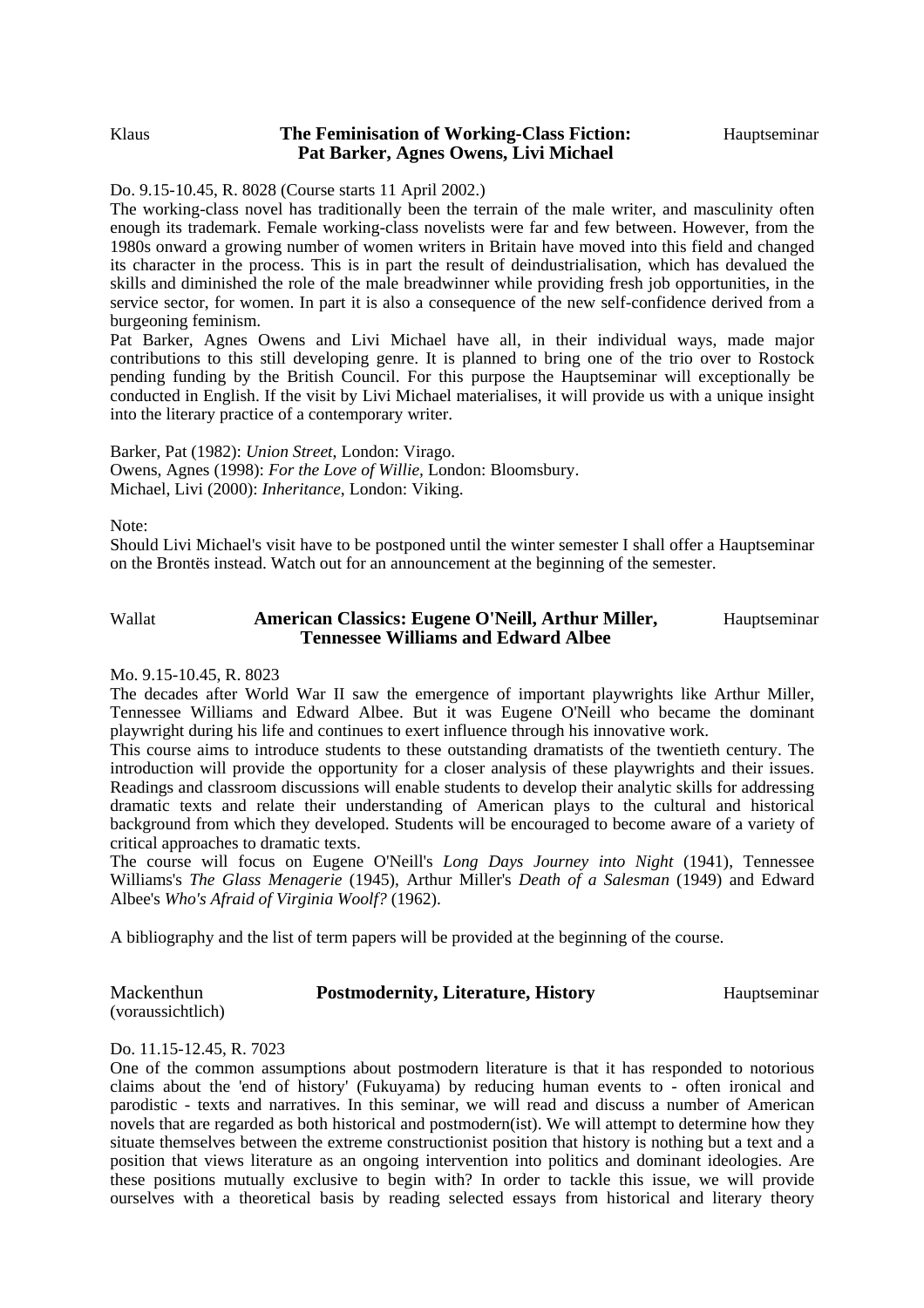Klaus **The Feminisation of Working-Class Fiction: Pat Barker, Agnes Owens, Livi Michael** Hauptseminar

Do. 9.15-10.45, R. 8028 (Course starts 11 April 2002.)

The working-class novel has traditionally been the terrain of the male writer, and masculinity often enough its trademark. Female working-class novelists were far and few between. However, from the 1980s onward a growing number of women writers in Britain have moved into this field and changed its character in the process. This is in part the result of deindustrialisation, which has devalued the skills and diminished the role of the male breadwinner while providing fresh job opportunities, in the service sector, for women. In part it is also a consequence of the new self-confidence derived from a burgeoning feminism.

Pat Barker, Agnes Owens and Livi Michael have all, in their individual ways, made major contributions to this still developing genre. It is planned to bring one of the trio over to Rostock pending funding by the British Council. For this purpose the Hauptseminar will exceptionally be conducted in English. If the visit by Livi Michael materialises, it will provide us with a unique insight into the literary practice of a contemporary writer.

Barker, Pat (1982): *Union Street*, London: Virago.
Owens, Agnes (1998): *For the Love of Willie*, London: Bloomsbury.
Michael, Livi (2000): *Inheritance*, London: Viking.

Note:
Should Livi Michael's visit have to be postponed until the winter semester I shall offer a Hauptseminar on the Brontës instead. Watch out for an announcement at the beginning of the semester.

Wallat **American Classics: Eugene O'Neill, Arthur Miller, Tennessee Williams and Edward Albee** Hauptseminar

Mo. 9.15-10.45, R. 8023

The decades after World War II saw the emergence of important playwrights like Arthur Miller, Tennessee Williams and Edward Albee. But it was Eugene O'Neill who became the dominant playwright during his life and continues to exert influence through his innovative work.

This course aims to introduce students to these outstanding dramatists of the twentieth century. The introduction will provide the opportunity for a closer analysis of these playwrights and their issues. Readings and classroom discussions will enable students to develop their analytic skills for addressing dramatic texts and relate their understanding of American plays to the cultural and historical background from which they developed. Students will be encouraged to become aware of a variety of critical approaches to dramatic texts.

The course will focus on Eugene O'Neill's *Long Days Journey into Night* (1941), Tennessee Williams's *The Glass Menagerie* (1945), Arthur Miller's *Death of a Salesman* (1949) and Edward Albee's *Who's Afraid of Virginia Woolf?* (1962).

A bibliography and the list of term papers will be provided at the beginning of the course.

Mackenthun (voraussichtlich) **Postmodernity, Literature, History** Hauptseminar

Do. 11.15-12.45, R. 7023

One of the common assumptions about postmodern literature is that it has responded to notorious claims about the 'end of history' (Fukuyama) by reducing human events to - often ironical and parodistic - texts and narratives. In this seminar, we will read and discuss a number of American novels that are regarded as both historical and postmodern(ist). We will attempt to determine how they situate themselves between the extreme constructionist position that history is nothing but a text and a position that views literature as an ongoing intervention into politics and dominant ideologies. Are these positions mutually exclusive to begin with? In order to tackle this issue, we will provide ourselves with a theoretical basis by reading selected essays from historical and literary theory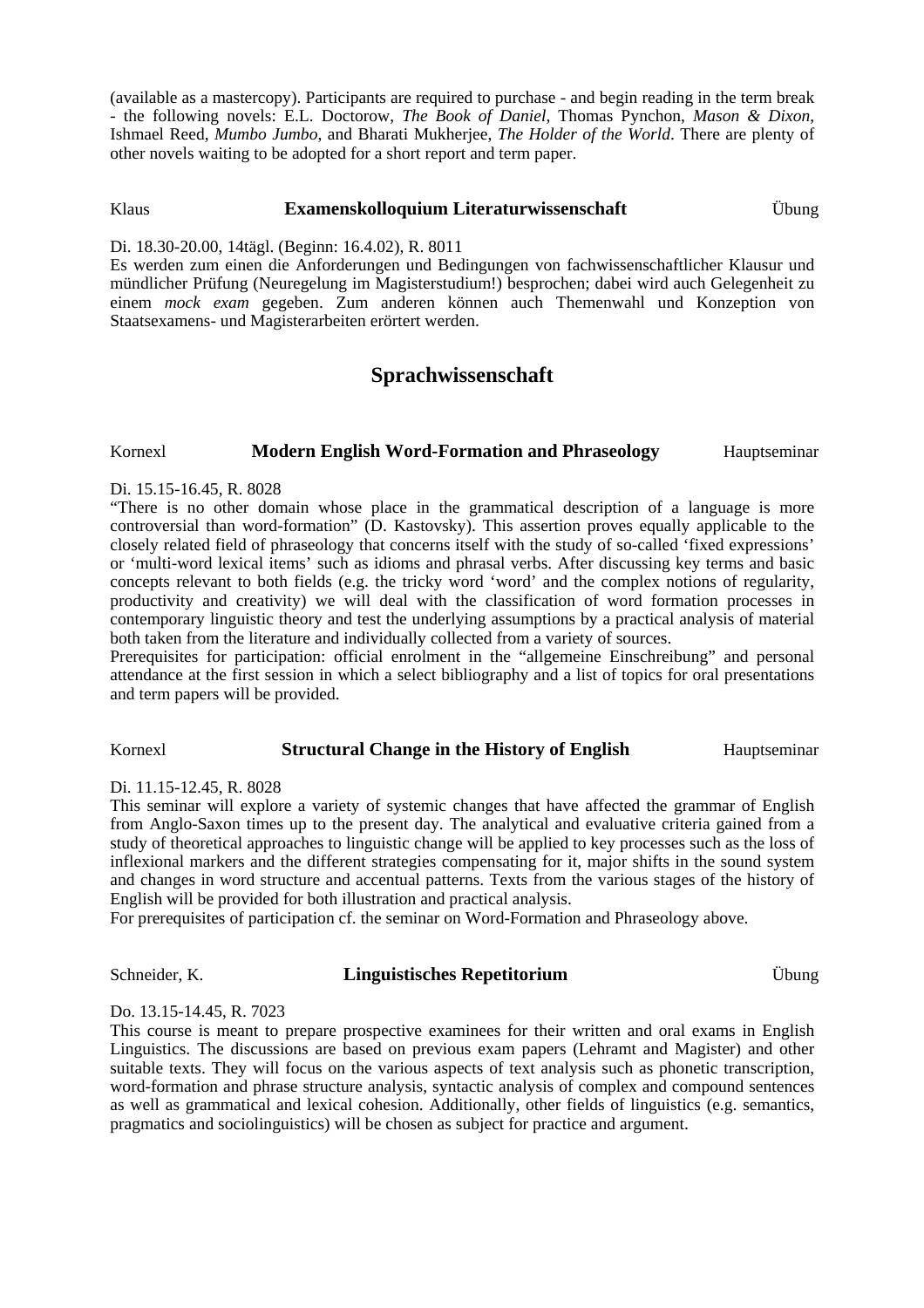(available as a mastercopy). Participants are required to purchase - and begin reading in the term break - the following novels: E.L. Doctorow, *The Book of Daniel*, Thomas Pynchon, *Mason & Dixon*, Ishmael Reed, *Mumbo Jumbo*, and Bharati Mukherjee, *The Holder of the World*. There are plenty of other novels waiting to be adopted for a short report and term paper.

Klaus **Examenskolloquium Literaturwissenschaft** Übung

Di. 18.30-20.00, 14tägl. (Beginn: 16.4.02), R. 8011
Es werden zum einen die Anforderungen und Bedingungen von fachwissenschaftlicher Klausur und mündlicher Prüfung (Neuregelung im Magisterstudium!) besprochen; dabei wird auch Gelegenheit zu einem *mock exam* gegeben. Zum anderen können auch Themenwahl und Konzeption von Staatsexamens- und Magisterarbeiten erörtert werden.

## Sprachwissenschaft

Kornexl **Modern English Word-Formation and Phraseology** Hauptseminar

Di. 15.15-16.45, R. 8028
"There is no other domain whose place in the grammatical description of a language is more controversial than word-formation" (D. Kastovsky). This assertion proves equally applicable to the closely related field of phraseology that concerns itself with the study of so-called 'fixed expressions' or 'multi-word lexical items' such as idioms and phrasal verbs. After discussing key terms and basic concepts relevant to both fields (e.g. the tricky word 'word' and the complex notions of regularity, productivity and creativity) we will deal with the classification of word formation processes in contemporary linguistic theory and test the underlying assumptions by a practical analysis of material both taken from the literature and individually collected from a variety of sources.
Prerequisites for participation: official enrolment in the "allgemeine Einschreibung" and personal attendance at the first session in which a select bibliography and a list of topics for oral presentations and term papers will be provided.

Kornexl **Structural Change in the History of English** Hauptseminar

Di. 11.15-12.45, R. 8028
This seminar will explore a variety of systemic changes that have affected the grammar of English from Anglo-Saxon times up to the present day. The analytical and evaluative criteria gained from a study of theoretical approaches to linguistic change will be applied to key processes such as the loss of inflexional markers and the different strategies compensating for it, major shifts in the sound system and changes in word structure and accentual patterns. Texts from the various stages of the history of English will be provided for both illustration and practical analysis.
For prerequisites of participation cf. the seminar on Word-Formation and Phraseology above.

Schneider, K. **Linguistisches Repetitorium** Übung

Do. 13.15-14.45, R. 7023
This course is meant to prepare prospective examinees for their written and oral exams in English Linguistics. The discussions are based on previous exam papers (Lehramt and Magister) and other suitable texts. They will focus on the various aspects of text analysis such as phonetic transcription, word-formation and phrase structure analysis, syntactic analysis of complex and compound sentences as well as grammatical and lexical cohesion. Additionally, other fields of linguistics (e.g. semantics, pragmatics and sociolinguistics) will be chosen as subject for practice and argument.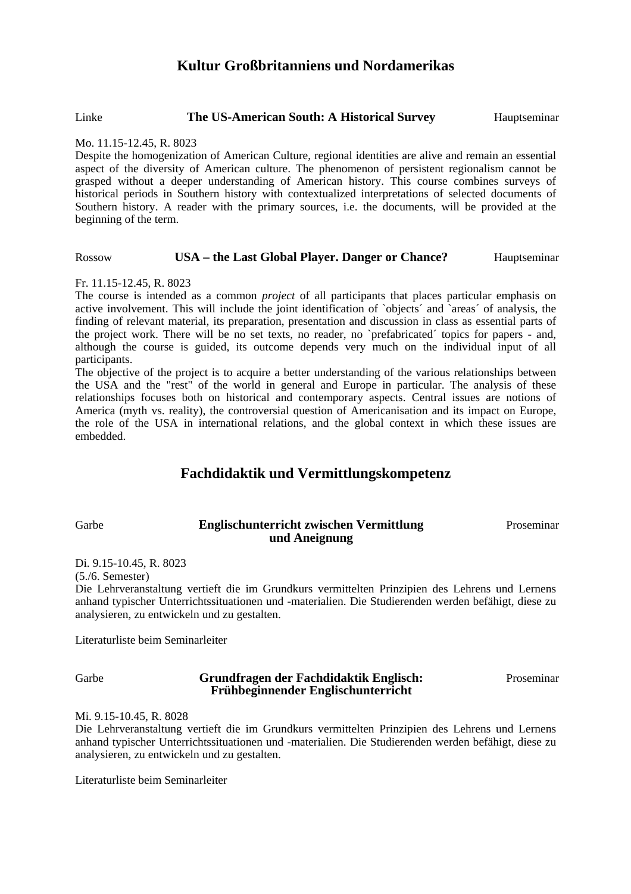## Kultur Großbritanniens und Nordamerikas

Linke **The US-American South: A Historical Survey** Hauptseminar

Mo. 11.15-12.45, R. 8023
Despite the homogenization of American Culture, regional identities are alive and remain an essential aspect of the diversity of American culture. The phenomenon of persistent regionalism cannot be grasped without a deeper understanding of American history. This course combines surveys of historical periods in Southern history with contextualized interpretations of selected documents of Southern history. A reader with the primary sources, i.e. the documents, will be provided at the beginning of the term.

Rossow **USA – the Last Global Player. Danger or Chance?** Hauptseminar

Fr. 11.15-12.45, R. 8023
The course is intended as a common *project* of all participants that places particular emphasis on active involvement. This will include the joint identification of `objects´ and `areas´ of analysis, the finding of relevant material, its preparation, presentation and discussion in class as essential parts of the project work. There will be no set texts, no reader, no `prefabricated´ topics for papers - and, although the course is guided, its outcome depends very much on the individual input of all participants.
The objective of the project is to acquire a better understanding of the various relationships between the USA and the "rest" of the world in general and Europe in particular. The analysis of these relationships focuses both on historical and contemporary aspects. Central issues are notions of America (myth vs. reality), the controversial question of Americanisation and its impact on Europe, the role of the USA in international relations, and the global context in which these issues are embedded.

## Fachdidaktik und Vermittlungskompetenz

Garbe **Englischunterricht zwischen Vermittlung und Aneignung** Proseminar

Di. 9.15-10.45, R. 8023
(5./6. Semester)
Die Lehrveranstaltung vertieft die im Grundkurs vermittelten Prinzipien des Lehrens und Lernens anhand typischer Unterrichtssituationen und -materialien. Die Studierenden werden befähigt, diese zu analysieren, zu entwickeln und zu gestalten.

Literaturliste beim Seminarleiter

Garbe **Grundfragen der Fachdidaktik Englisch: Frühbeginnender Englischunterricht** Proseminar

Mi. 9.15-10.45, R. 8028
Die Lehrveranstaltung vertieft die im Grundkurs vermittelten Prinzipien des Lehrens und Lernens anhand typischer Unterrichtssituationen und -materialien. Die Studierenden werden befähigt, diese zu analysieren, zu entwickeln und zu gestalten.

Literaturliste beim Seminarleiter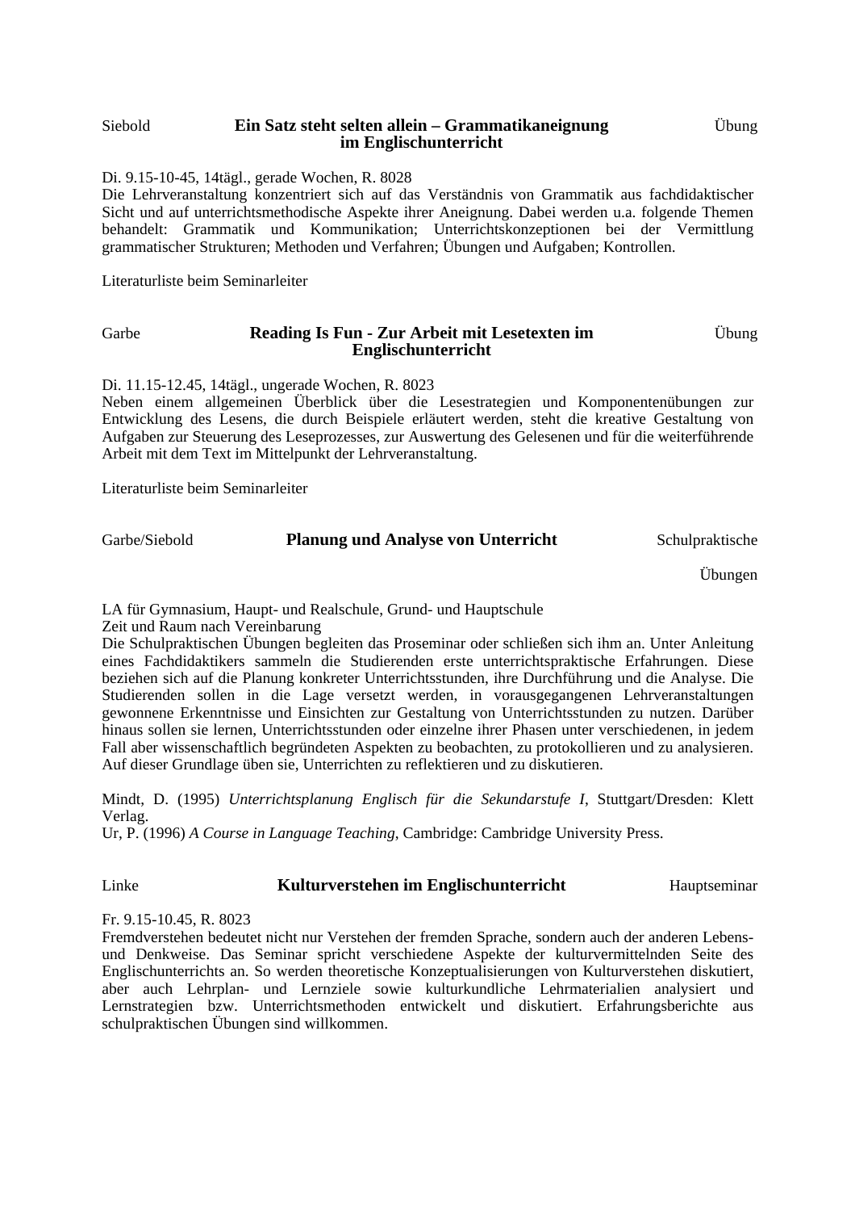Siebold

### Ein Satz steht selten allein – Grammatikaneignung im Englischunterricht

Übung

Di. 9.15-10-45, 14tägl., gerade Wochen, R. 8028
Die Lehrveranstaltung konzentriert sich auf das Verständnis von Grammatik aus fachdidaktischer Sicht und auf unterrichtsmethodische Aspekte ihrer Aneignung. Dabei werden u.a. folgende Themen behandelt: Grammatik und Kommunikation; Unterrichtskonzeptionen bei der Vermittlung grammatischer Strukturen; Methoden und Verfahren; Übungen und Aufgaben; Kontrollen.

Literaturliste beim Seminarleiter

Garbe

### Reading Is Fun - Zur Arbeit mit Lesetexten im Englischunterricht

Übung

Di. 11.15-12.45, 14tägl., ungerade Wochen, R. 8023
Neben einem allgemeinen Überblick über die Lesestrategien und Komponentenübungen zur Entwicklung des Lesens, die durch Beispiele erläutert werden, steht die kreative Gestaltung von Aufgaben zur Steuerung des Leseprozesses, zur Auswertung des Gelesenen und für die weiterführende Arbeit mit dem Text im Mittelpunkt der Lehrveranstaltung.

Literaturliste beim Seminarleiter

Garbe/Siebold

### Planung und Analyse von Unterricht

Schulpraktische Übungen

LA für Gymnasium, Haupt- und Realschule, Grund- und Hauptschule
Zeit und Raum nach Vereinbarung
Die Schulpraktischen Übungen begleiten das Proseminar oder schließen sich ihm an. Unter Anleitung eines Fachdidaktikers sammeln die Studierenden erste unterrichtspraktische Erfahrungen. Diese beziehen sich auf die Planung konkreter Unterrichtsstunden, ihre Durchführung und die Analyse. Die Studierenden sollen in die Lage versetzt werden, in vorausgegangenen Lehrveranstaltungen gewonnene Erkenntnisse und Einsichten zur Gestaltung von Unterrichtsstunden zu nutzen. Darüber hinaus sollen sie lernen, Unterrichtsstunden oder einzelne ihrer Phasen unter verschiedenen, in jedem Fall aber wissenschaftlich begründeten Aspekten zu beobachten, zu protokollieren und zu analysieren. Auf dieser Grundlage üben sie, Unterrichten zu reflektieren und zu diskutieren.

Mindt, D. (1995) *Unterrichtsplanung Englisch für die Sekundarstufe I*, Stuttgart/Dresden: Klett Verlag.
Ur, P. (1996) *A Course in Language Teaching*, Cambridge: Cambridge University Press.

Linke

### Kulturverstehen im Englischunterricht

Hauptseminar

Fr. 9.15-10.45, R. 8023
Fremdverstehen bedeutet nicht nur Verstehen der fremden Sprache, sondern auch der anderen Lebens- und Denkweise. Das Seminar spricht verschiedene Aspekte der kulturvermittelnden Seite des Englischunterrichts an. So werden theoretische Konzeptualisierungen von Kulturverstehen diskutiert, aber auch Lehrplan- und Lernziele sowie kulturkundliche Lehrmaterialien analysiert und Lernstrategien bzw. Unterrichtsmethoden entwickelt und diskutiert. Erfahrungsberichte aus schulpraktischen Übungen sind willkommen.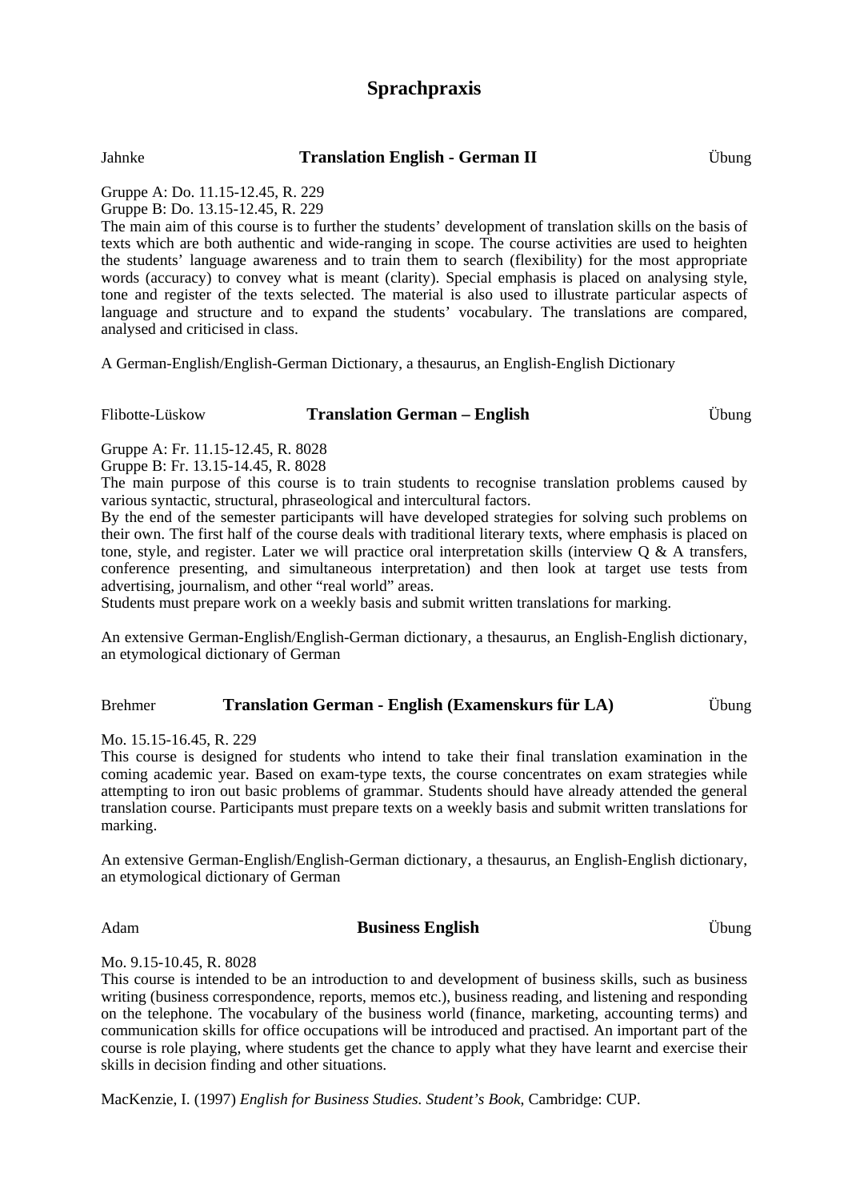# Sprachpraxis

Jahnke **Translation English - German II** Übung

Gruppe A: Do. 11.15-12.45, R. 229
Gruppe B: Do. 13.15-12.45, R. 229

The main aim of this course is to further the students' development of translation skills on the basis of texts which are both authentic and wide-ranging in scope. The course activities are used to heighten the students' language awareness and to train them to search (flexibility) for the most appropriate words (accuracy) to convey what is meant (clarity). Special emphasis is placed on analysing style, tone and register of the texts selected. The material is also used to illustrate particular aspects of language and structure and to expand the students' vocabulary. The translations are compared, analysed and criticised in class.

A German-English/English-German Dictionary, a thesaurus, an English-English Dictionary

Flibotte-Lüskow **Translation German – English** Übung

Gruppe A: Fr. 11.15-12.45, R. 8028
Gruppe B: Fr. 13.15-14.45, R. 8028

The main purpose of this course is to train students to recognise translation problems caused by various syntactic, structural, phraseological and intercultural factors.
By the end of the semester participants will have developed strategies for solving such problems on their own. The first half of the course deals with traditional literary texts, where emphasis is placed on tone, style, and register. Later we will practice oral interpretation skills (interview Q & A transfers, conference presenting, and simultaneous interpretation) and then look at target use tests from advertising, journalism, and other "real world" areas.
Students must prepare work on a weekly basis and submit written translations for marking.

An extensive German-English/English-German dictionary, a thesaurus, an English-English dictionary, an etymological dictionary of German

Brehmer **Translation German - English (Examenskurs für LA)** Übung

Mo. 15.15-16.45, R. 229

This course is designed for students who intend to take their final translation examination in the coming academic year. Based on exam-type texts, the course concentrates on exam strategies while attempting to iron out basic problems of grammar. Students should have already attended the general translation course. Participants must prepare texts on a weekly basis and submit written translations for marking.

An extensive German-English/English-German dictionary, a thesaurus, an English-English dictionary, an etymological dictionary of German

Adam **Business English** Übung

Mo. 9.15-10.45, R. 8028

This course is intended to be an introduction to and development of business skills, such as business writing (business correspondence, reports, memos etc.), business reading, and listening and responding on the telephone. The vocabulary of the business world (finance, marketing, accounting terms) and communication skills for office occupations will be introduced and practised. An important part of the course is role playing, where students get the chance to apply what they have learnt and exercise their skills in decision finding and other situations.

MacKenzie, I. (1997) *English for Business Studies. Student's Book*, Cambridge: CUP.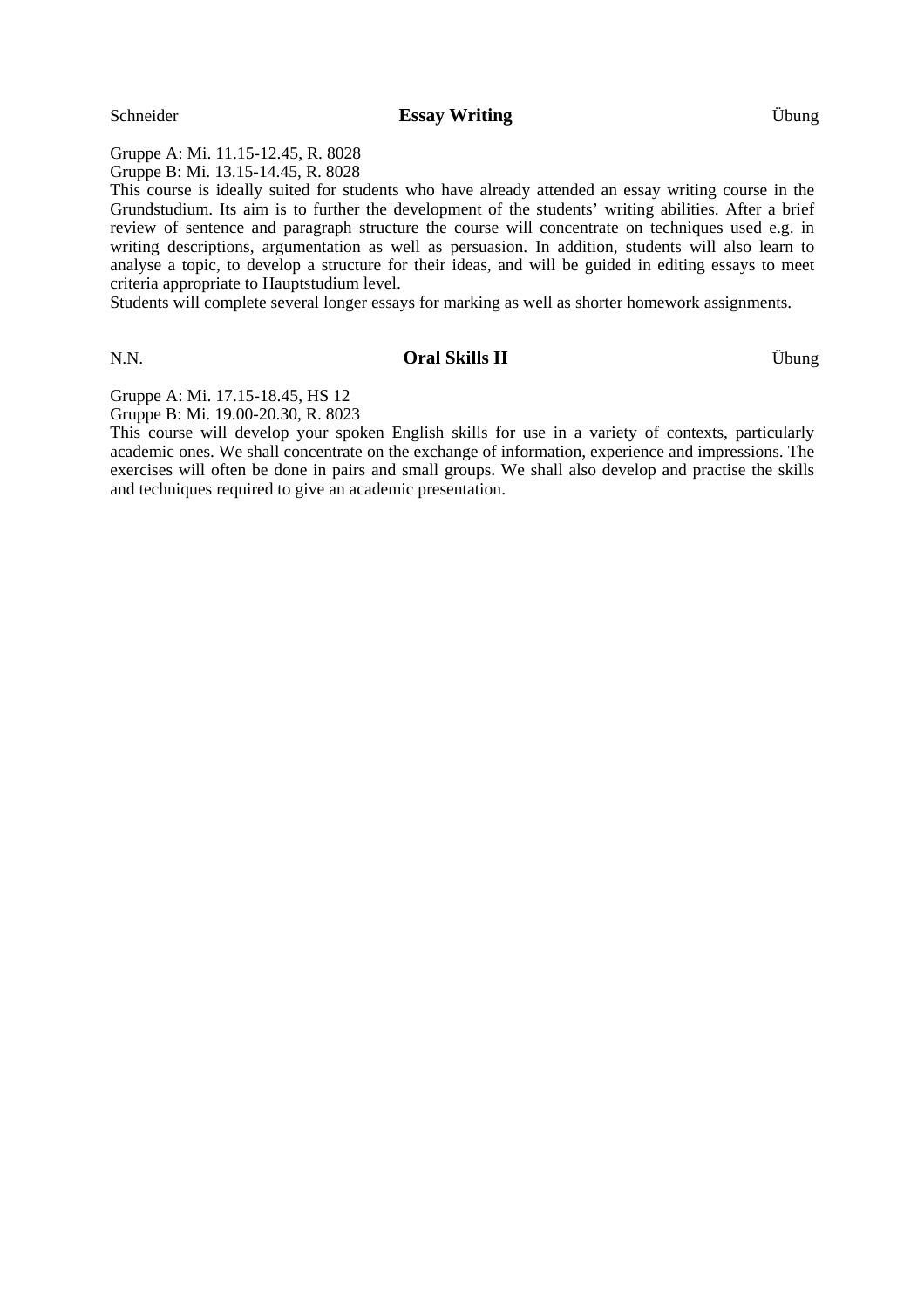Schneider **Essay Writing** Übung

Gruppe A: Mi. 11.15-12.45, R. 8028
Gruppe B: Mi. 13.15-14.45, R. 8028

This course is ideally suited for students who have already attended an essay writing course in the Grundstudium. Its aim is to further the development of the students' writing abilities. After a brief review of sentence and paragraph structure the course will concentrate on techniques used e.g. in writing descriptions, argumentation as well as persuasion. In addition, students will also learn to analyse a topic, to develop a structure for their ideas, and will be guided in editing essays to meet criteria appropriate to Hauptstudium level.

Students will complete several longer essays for marking as well as shorter homework assignments.

N.N. **Oral Skills II** Übung

Gruppe A: Mi. 17.15-18.45, HS 12
Gruppe B: Mi. 19.00-20.30, R. 8023

This course will develop your spoken English skills for use in a variety of contexts, particularly academic ones. We shall concentrate on the exchange of information, experience and impressions. The exercises will often be done in pairs and small groups. We shall also develop and practise the skills and techniques required to give an academic presentation.